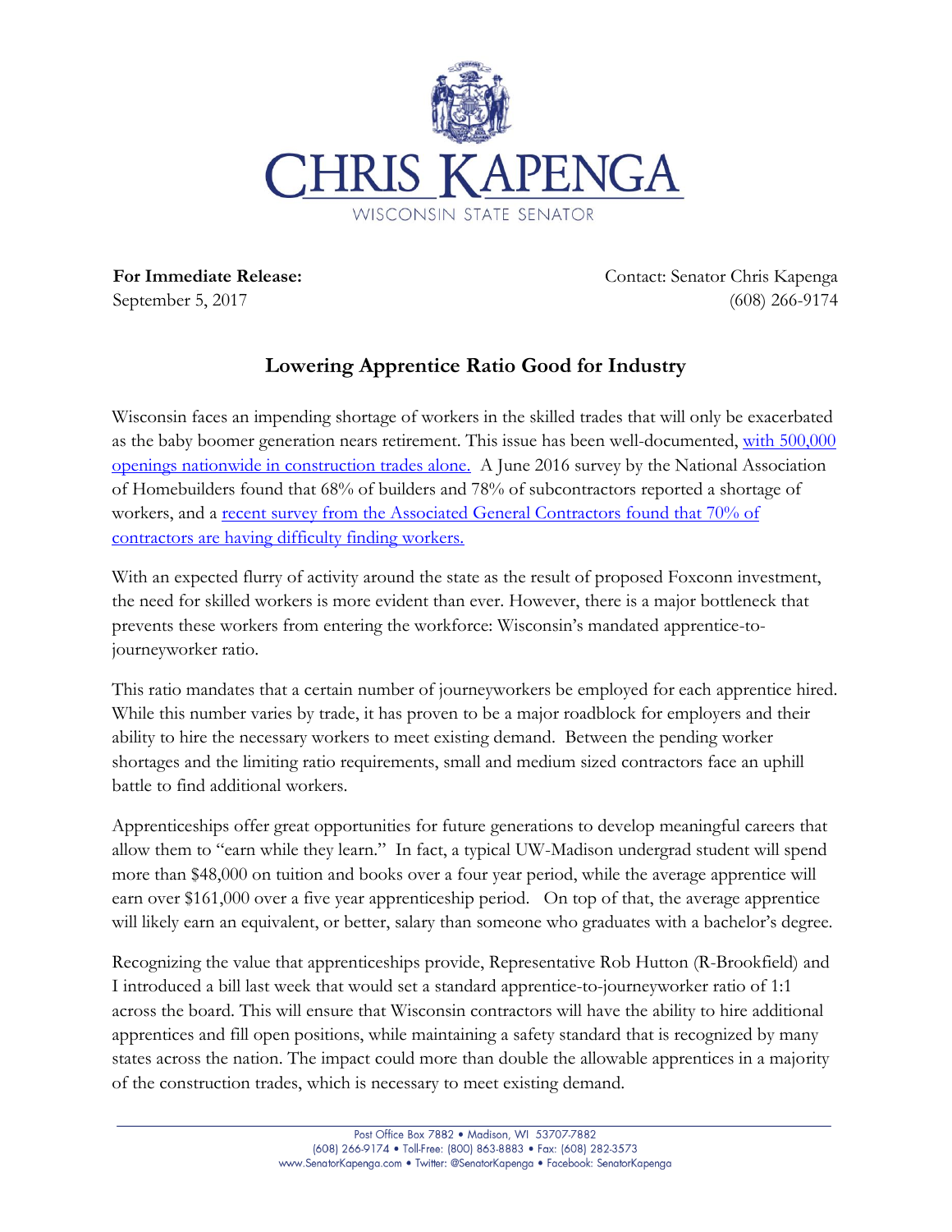# CHRIS KAPENGA

WISCONSIN STATE SENATOR

**For Immediate Release:** Contact: Senator Chris Kapenga

September 5, 2017 (608) 266-9174

## Lowering Apprentice Ratio Good for Industry

Wisconsin faces an impending shortage of workers in the skilled trades that will only be exacerbated as the baby boomer generation nears retirement. This issue has been well-documented, with 500,000 openings nationwide in construction trades alone. A June 2016 survey by the National Association of Homebuilders found that 68% of builders and 78% of subcontractors reported a shortage of workers, and a recent survey from the Associated General Contractors found that 70% of contractors are having difficulty finding workers.

With an expected flurry of activity around the state as the result of proposed Foxconn investment, the need for skilled workers is more evident than ever. However, there is a major bottleneck that prevents these workers from entering the workforce: Wisconsin's mandated apprentice-to-journeyworker ratio.

This ratio mandates that a certain number of journeyworkers be employed for each apprentice hired. While this number varies by trade, it has proven to be a major roadblock for employers and their ability to hire the necessary workers to meet existing demand. Between the pending worker shortages and the limiting ratio requirements, small and medium sized contractors face an uphill battle to find additional workers.

Apprenticeships offer great opportunities for future generations to develop meaningful careers that allow them to "earn while they learn." In fact, a typical UW-Madison undergrad student will spend more than $48,000 on tuition and books over a four year period, while the average apprentice will earn over $161,000 over a five year apprenticeship period. On top of that, the average apprentice will likely earn an equivalent, or better, salary than someone who graduates with a bachelor's degree.

Recognizing the value that apprenticeships provide, Representative Rob Hutton (R-Brookfield) and I introduced a bill last week that would set a standard apprentice-to-journeyworker ratio of 1:1 across the board. This will ensure that Wisconsin contractors will have the ability to hire additional apprentices and fill open positions, while maintaining a safety standard that is recognized by many states across the nation. The impact could more than double the allowable apprentices in a majority of the construction trades, which is necessary to meet existing demand.

Post Office Box 7882 • Madison, WI 53707-7882
(608) 266-9174 • Toll-Free: (800) 863-8883 • Fax: (608) 282-3573
www.SenatorKapenga.com • Twitter: @SenatorKapenga • Facebook: SenatorKapenga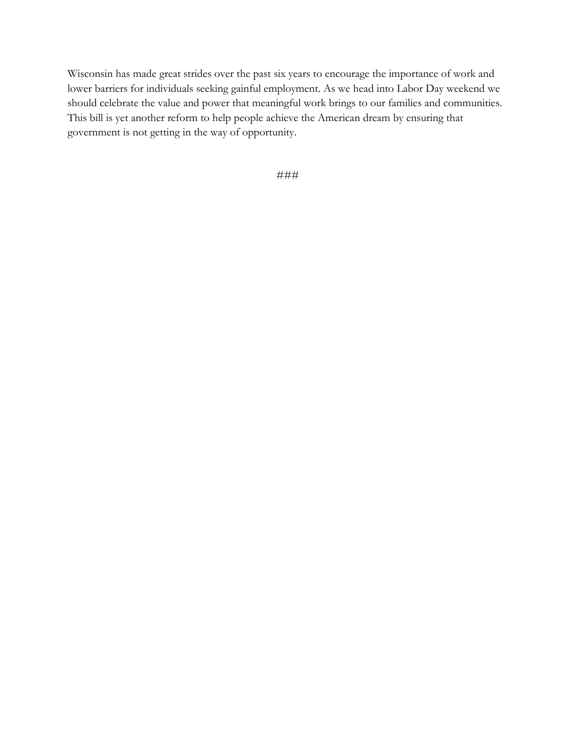Wisconsin has made great strides over the past six years to encourage the importance of work and lower barriers for individuals seeking gainful employment. As we head into Labor Day weekend we should celebrate the value and power that meaningful work brings to our families and communities. This bill is yet another reform to help people achieve the American dream by ensuring that government is not getting in the way of opportunity.

###